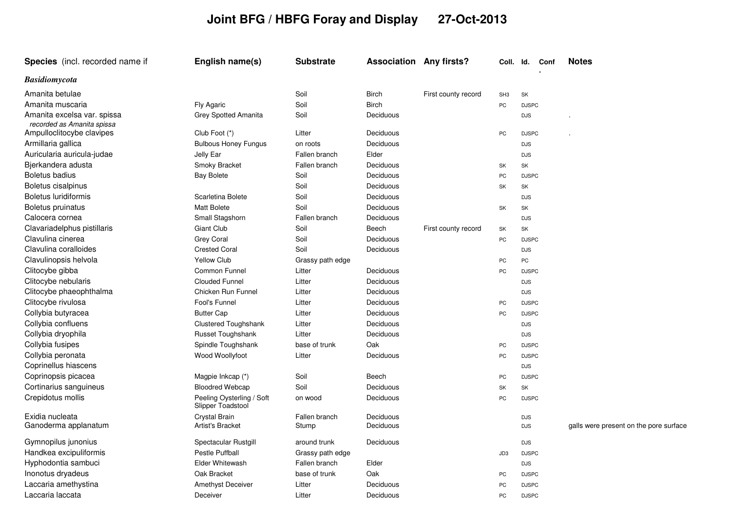# Joint BFG / HBFG Foray and Display 27-Oct-2013

| Species (incl. recorded name if | English name(s) | Substrate | Association | Any firsts? | Coll. | Id. | Conf. | Notes |
|---|---|---|---|---|---|---|---|---|
| ***Basidiomycota*** | | | | | | | | |
| Amanita betulae | | Soil | Birch | First county record | SH3 | SK | | |
| Amanita muscaria | Fly Agaric | Soil | Birch | | PC | DJSPC | | |
| Amanita excelsa var. spissa *recorded as Amanita spissa* | Grey Spotted Amanita | Soil | Deciduous | | | DJS | | . |
| Ampulloclitocybe clavipes | Club Foot (*) | Litter | Deciduous | | PC | DJSPC | | . |
| Armillaria gallica | Bulbous Honey Fungus | on roots | Deciduous | | | DJS | | |
| Auricularia auricula-judae | Jelly Ear | Fallen branch | Elder | | | DJS | | |
| Bjerkandera adusta | Smoky Bracket | Fallen branch | Deciduous | | SK | SK | | |
| Boletus badius | Bay Bolete | Soil | Deciduous | | PC | DJSPC | | |
| Boletus cisalpinus | | Soil | Deciduous | | SK | SK | | |
| Boletus luridiformis | Scarletina Bolete | Soil | Deciduous | | | DJS | | |
| Boletus pruinatus | Matt Bolete | Soil | Deciduous | | SK | SK | | |
| Calocera cornea | Small Stagshorn | Fallen branch | Deciduous | | | DJS | | |
| Clavariadelphus pistillaris | Giant Club | Soil | Beech | First county record | SK | SK | | |
| Clavulina cinerea | Grey Coral | Soil | Deciduous | | PC | DJSPC | | |
| Clavulina coralloides | Crested Coral | Soil | Deciduous | | | DJS | | |
| Clavulinopsis helvola | Yellow Club | Grassy path edge | | | PC | PC | | |
| Clitocybe gibba | Common Funnel | Litter | Deciduous | | PC | DJSPC | | |
| Clitocybe nebularis | Clouded Funnel | Litter | Deciduous | | | DJS | | |
| Clitocybe phaeophthalma | Chicken Run Funnel | Litter | Deciduous | | | DJS | | |
| Clitocybe rivulosa | Fool's Funnel | Litter | Deciduous | | PC | DJSPC | | |
| Collybia butyracea | Butter Cap | Litter | Deciduous | | PC | DJSPC | | |
| Collybia confluens | Clustered Toughshank | Litter | Deciduous | | | DJS | | |
| Collybia dryophila | Russet Toughshank | Litter | Deciduous | | | DJS | | |
| Collybia fusipes | Spindle Toughshank | base of trunk | Oak | | PC | DJSPC | | |
| Collybia peronata | Wood Woollyfoot | Litter | Deciduous | | PC | DJSPC | | |
| Coprinellus hiascens | | | | | | DJS | | |
| Coprinopsis picacea | Magpie Inkcap (*) | Soil | Beech | | PC | DJSPC | | |
| Cortinarius sanguineus | Bloodred Webcap | Soil | Deciduous | | SK | SK | | |
| Crepidotus mollis | Peeling Oysterling / Soft Slipper Toadstool | on wood | Deciduous | | PC | DJSPC | | |
| Exidia nucleata | Crystal Brain | Fallen branch | Deciduous | | | DJS | | |
| Ganoderma applanatum | Artist's Bracket | Stump | Deciduous | | | DJS | | galls were present on the pore surface |
| Gymnopilus junonius | Spectacular Rustgill | around trunk | Deciduous | | | DJS | | |
| Handkea excipuliformis | Pestle Puffball | Grassy path edge | | | JD3 | DJSPC | | |
| Hyphodontia sambuci | Elder Whitewash | Fallen branch | Elder | | | DJS | | |
| Inonotus dryadeus | Oak Bracket | base of trunk | Oak | | PC | DJSPC | | |
| Laccaria amethystina | Amethyst Deceiver | Litter | Deciduous | | PC | DJSPC | | |
| Laccaria laccata | Deceiver | Litter | Deciduous | | PC | DJSPC | | |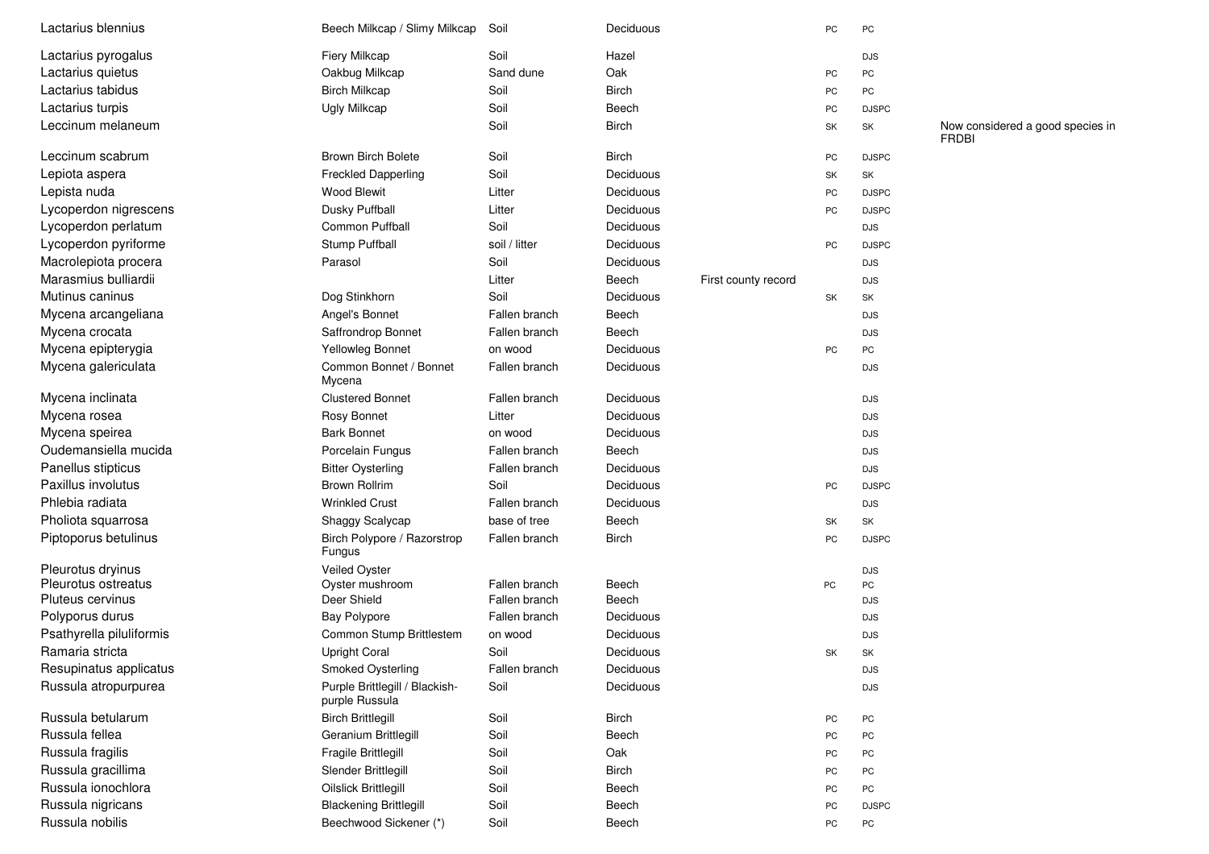| | | | | | | | |
|---|---|---|---|---|---|---|---|
| Lactarius blennius | Beech Milkcap / Slimy Milkcap | Soil | Deciduous | | PC | PC | |
| Lactarius pyrogalus | Fiery Milkcap | Soil | Hazel | | | DJS | |
| Lactarius quietus | Oakbug Milkcap | Sand dune | Oak | | PC | PC | |
| Lactarius tabidus | Birch Milkcap | Soil | Birch | | PC | PC | |
| Lactarius turpis | Ugly Milkcap | Soil | Beech | | PC | DJSPC | |
| Leccinum melaneum | | Soil | Birch | | SK | SK | Now considered a good species in FRDBI |
| Leccinum scabrum | Brown Birch Bolete | Soil | Birch | | PC | DJSPC | |
| Lepiota aspera | Freckled Dapperling | Soil | Deciduous | | SK | SK | |
| Lepista nuda | Wood Blewit | Litter | Deciduous | | PC | DJSPC | |
| Lycoperdon nigrescens | Dusky Puffball | Litter | Deciduous | | PC | DJSPC | |
| Lycoperdon perlatum | Common Puffball | Soil | Deciduous | | | DJS | |
| Lycoperdon pyriforme | Stump Puffball | soil / litter | Deciduous | | PC | DJSPC | |
| Macrolepiota procera | Parasol | Soil | Deciduous | | | DJS | |
| Marasmius bulliardii | | Litter | Beech | First county record | | DJS | |
| Mutinus caninus | Dog Stinkhorn | Soil | Deciduous | | SK | SK | |
| Mycena arcangeliana | Angel's Bonnet | Fallen branch | Beech | | | DJS | |
| Mycena crocata | Saffrondrop Bonnet | Fallen branch | Beech | | | DJS | |
| Mycena epipterygia | Yellowleg Bonnet | on wood | Deciduous | | PC | PC | |
| Mycena galericulata | Common Bonnet / Bonnet Mycena | Fallen branch | Deciduous | | | DJS | |
| Mycena inclinata | Clustered Bonnet | Fallen branch | Deciduous | | | DJS | |
| Mycena rosea | Rosy Bonnet | Litter | Deciduous | | | DJS | |
| Mycena speirea | Bark Bonnet | on wood | Deciduous | | | DJS | |
| Oudemansiella mucida | Porcelain Fungus | Fallen branch | Beech | | | DJS | |
| Panellus stipticus | Bitter Oysterling | Fallen branch | Deciduous | | | DJS | |
| Paxillus involutus | Brown Rollrim | Soil | Deciduous | | PC | DJSPC | |
| Phlebia radiata | Wrinkled Crust | Fallen branch | Deciduous | | | DJS | |
| Pholiota squarrosa | Shaggy Scalycap | base of tree | Beech | | SK | SK | |
| Piptoporus betulinus | Birch Polypore / Razorstrop Fungus | Fallen branch | Birch | | PC | DJSPC | |
| Pleurotus dryinus | Veiled Oyster | | | | | DJS | |
| Pleurotus ostreatus | Oyster mushroom | Fallen branch | Beech | | PC | PC | |
| Pluteus cervinus | Deer Shield | Fallen branch | Beech | | | DJS | |
| Polyporus durus | Bay Polypore | Fallen branch | Deciduous | | | DJS | |
| Psathyrella piluliformis | Common Stump Brittlestem | on wood | Deciduous | | | DJS | |
| Ramaria stricta | Upright Coral | Soil | Deciduous | | SK | SK | |
| Resupinatus applicatus | Smoked Oysterling | Fallen branch | Deciduous | | | DJS | |
| Russula atropurpurea | Purple Brittlegill / Blackish-purple Russula | Soil | Deciduous | | | DJS | |
| Russula betularum | Birch Brittlegill | Soil | Birch | | PC | PC | |
| Russula fellea | Geranium Brittlegill | Soil | Beech | | PC | PC | |
| Russula fragilis | Fragile Brittlegill | Soil | Oak | | PC | PC | |
| Russula gracillima | Slender Brittlegill | Soil | Birch | | PC | PC | |
| Russula ionochlora | Oilslick Brittlegill | Soil | Beech | | PC | PC | |
| Russula nigricans | Blackening Brittlegill | Soil | Beech | | PC | DJSPC | |
| Russula nobilis | Beechwood Sickener (*) | Soil | Beech | | PC | PC | |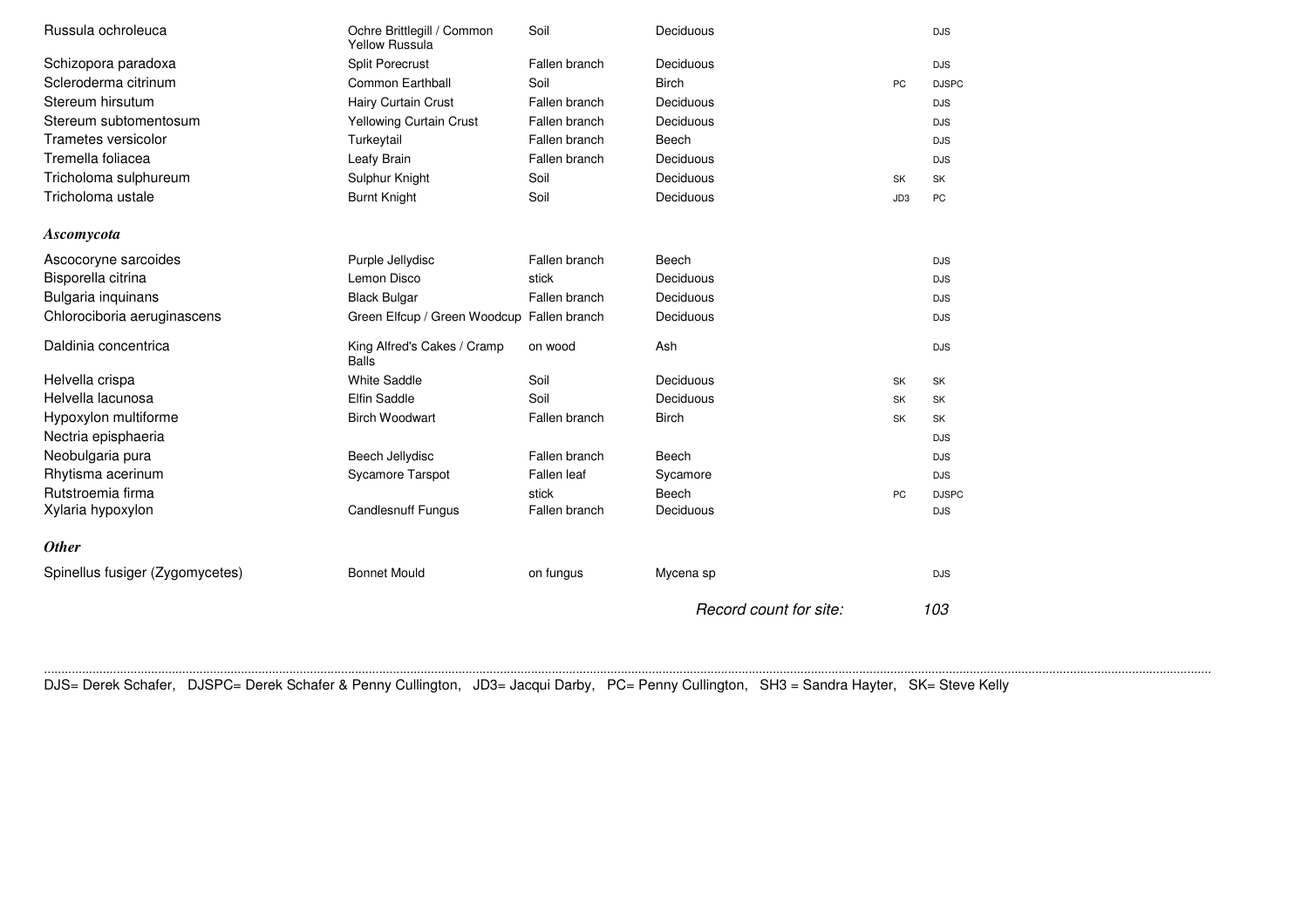| | | | | | |
|---|---|---|---|---|---|
| Russula ochroleuca | Ochre Brittlegill / Common Yellow Russula | Soil | Deciduous | | DJS |
| Schizopora paradoxa | Split Porecrust | Fallen branch | Deciduous | | DJS |
| Scleroderma citrinum | Common Earthball | Soil | Birch | PC | DJSPC |
| Stereum hirsutum | Hairy Curtain Crust | Fallen branch | Deciduous | | DJS |
| Stereum subtomentosum | Yellowing Curtain Crust | Fallen branch | Deciduous | | DJS |
| Trametes versicolor | Turkeytail | Fallen branch | Beech | | DJS |
| Tremella foliacea | Leafy Brain | Fallen branch | Deciduous | | DJS |
| Tricholoma sulphureum | Sulphur Knight | Soil | Deciduous | SK | SK |
| Tricholoma ustale | Burnt Knight | Soil | Deciduous | JD3 | PC |
| ***Ascomycota*** | | | | | |
| Ascocoryne sarcoides | Purple Jellydisc | Fallen branch | Beech | | DJS |
| Bisporella citrina | Lemon Disco | stick | Deciduous | | DJS |
| Bulgaria inquinans | Black Bulgar | Fallen branch | Deciduous | | DJS |
| Chlorociboria aeruginascens | Green Elfcup / Green Woodcup | Fallen branch | Deciduous | | DJS |
| Daldinia concentrica | King Alfred's Cakes / Cramp Balls | on wood | Ash | | DJS |
| Helvella crispa | White Saddle | Soil | Deciduous | SK | SK |
| Helvella lacunosa | Elfin Saddle | Soil | Deciduous | SK | SK |
| Hypoxylon multiforme | Birch Woodwart | Fallen branch | Birch | SK | SK |
| Nectria episphaeria | | | | | DJS |
| Neobulgaria pura | Beech Jellydisc | Fallen branch | Beech | | DJS |
| Rhytisma acerinum | Sycamore Tarspot | Fallen leaf | Sycamore | | DJS |
| Rutstroemia firma | | stick | Beech | PC | DJSPC |
| Xylaria hypoxylon | Candlesnuff Fungus | Fallen branch | Deciduous | | DJS |
| ***Other*** | | | | | |
| Spinellus fusiger (Zygomycetes) | Bonnet Mould | on fungus | Mycena sp | | DJS |

*Record count for site:* *103*

DJS= Derek Schafer, DJSPC= Derek Schafer & Penny Cullington, JD3= Jacqui Darby, PC= Penny Cullington, SH3 = Sandra Hayter, SK= Steve Kelly